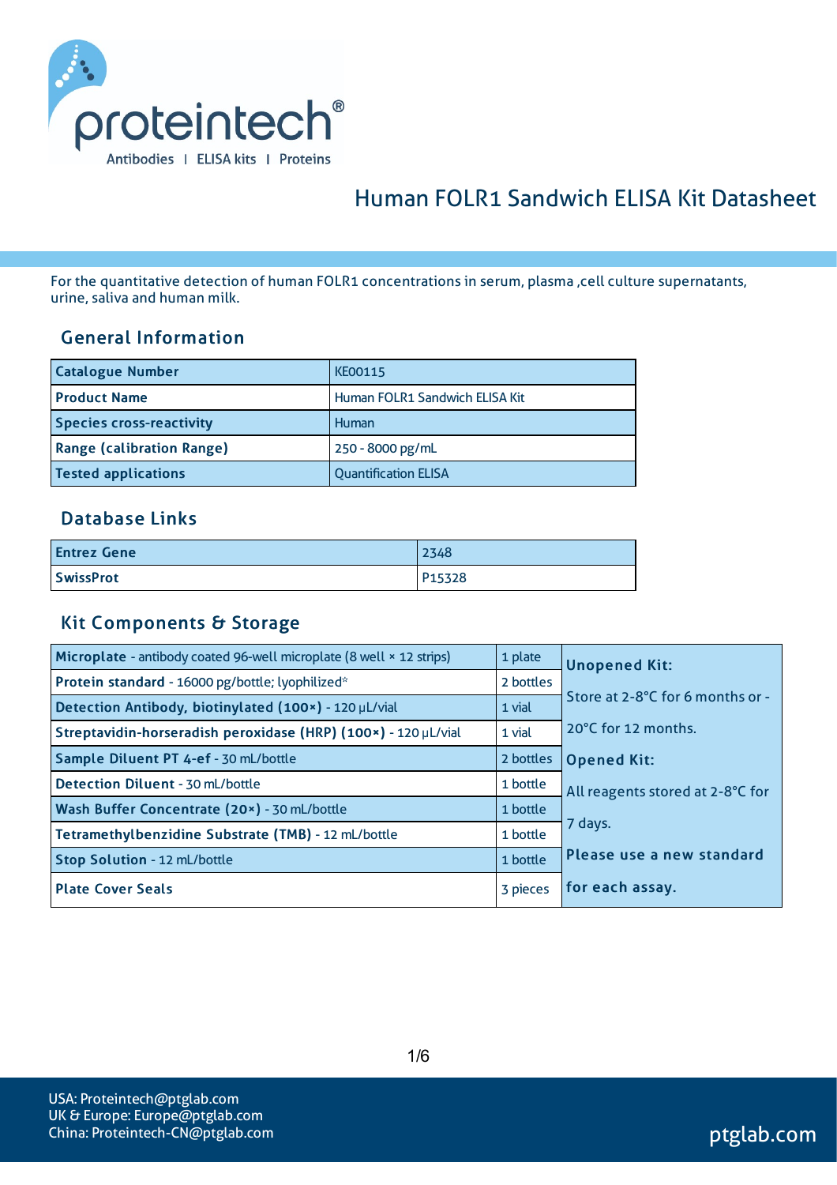proteintech®

Antibodies | ELISA kits | Proteins

# Human FOLR1 Sandwich ELISA Kit Datasheet

For the quantitative detection of human FOLR1 concentrations in serum, plasma ,cell culture supernatants, urine, saliva and human milk.

## General Information

| | |
|---|---|
| **Catalogue Number** | KE00115 |
| **Product Name** | Human FOLR1 Sandwich ELISA Kit |
| **Species cross-reactivity** | Human |
| **Range (calibration Range)** | 250 - 8000 pg/mL |
| **Tested applications** | Quantification ELISA |

## Database Links

| | |
|---|---|
| **Entrez Gene** | 2348 |
| **SwissProt** | P15328 |

## Kit Components & Storage

| Component | Quantity | Storage |
|---|---|---|
| **Microplate** - antibody coated 96-well microplate (8 well × 12 strips) | 1 plate | **Unopened Kit:** Store at 2-8°C for 6 months or -20°C for 12 months. **Opened Kit:** All reagents stored at 2-8°C for 7 days. **Please use a new standard for each assay.** |
| **Protein standard** - 16000 pg/bottle; lyophilized* | 2 bottles | |
| **Detection Antibody, biotinylated (100×)** - 120 μL/vial | 1 vial | |
| **Streptavidin-horseradish peroxidase (HRP) (100×)** - 120 μL/vial | 1 vial | |
| **Sample Diluent PT 4-ef** - 30 mL/bottle | 2 bottles | |
| **Detection Diluent** - 30 mL/bottle | 1 bottle | |
| **Wash Buffer Concentrate (20×)** - 30 mL/bottle | 1 bottle | |
| **Tetramethylbenzidine Substrate (TMB)** - 12 mL/bottle | 1 bottle | |
| **Stop Solution** - 12 mL/bottle | 1 bottle | |
| **Plate Cover Seals** | 3 pieces | |

USA: Proteintech@ptglab.com
UK & Europe: Europe@ptglab.com
China: Proteintech-CN@ptglab.com

ptglab.com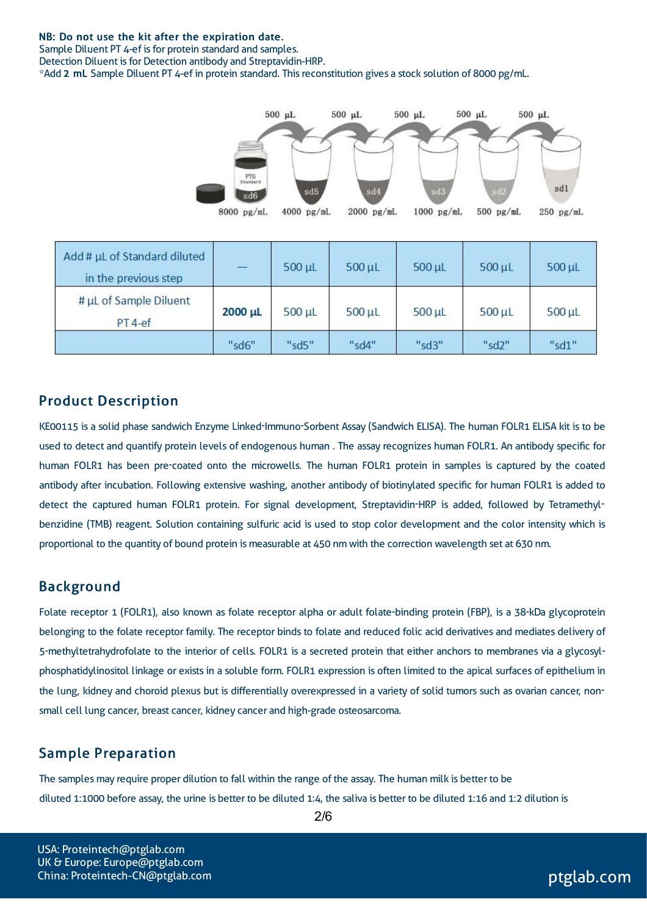**NB: Do not use the kit after the expiration date.**
Sample Diluent PT 4-ef is for protein standard and samples.
Detection Diluent is for Detection antibody and Streptavidin-HRP.
*Add **2 mL** Sample Diluent PT 4-ef in protein standard. This reconstitution gives a stock solution of 8000 pg/mL.

| Add # µL of Standard diluted in the previous step | — | 500 µL | 500 µL | 500 µL | 500 µL | 500 µL |
| --- | --- | --- | --- | --- | --- | --- |
| # µL of Sample Diluent PT 4-ef | **2000 µL** | 500 µL | 500 µL | 500 µL | 500 µL | 500 µL |
| | "sd6" | "sd5" | "sd4" | "sd3" | "sd2" | "sd1" |

## Product Description

KE00115 is a solid phase sandwich Enzyme Linked-Immuno-Sorbent Assay (Sandwich ELISA). The human FOLR1 ELISA kit is to be used to detect and quantify protein levels of endogenous human . The assay recognizes human FOLR1. An antibody specific for human FOLR1 has been pre-coated onto the microwells. The human FOLR1 protein in samples is captured by the coated antibody after incubation. Following extensive washing, another antibody of biotinylated specific for human FOLR1 is added to detect the captured human FOLR1 protein. For signal development, Streptavidin-HRP is added, followed by Tetramethyl-benzidine (TMB) reagent. Solution containing sulfuric acid is used to stop color development and the color intensity which is proportional to the quantity of bound protein is measurable at 450 nm with the correction wavelength set at 630 nm.

## Background

Folate receptor 1 (FOLR1), also known as folate receptor alpha or adult folate-binding protein (FBP), is a 38-kDa glycoprotein belonging to the folate receptor family. The receptor binds to folate and reduced folic acid derivatives and mediates delivery of 5-methyltetrahydrofolate to the interior of cells. FOLR1 is a secreted protein that either anchors to membranes via a glycosyl-phosphatidylinositol linkage or exists in a soluble form. FOLR1 expression is often limited to the apical surfaces of epithelium in the lung, kidney and choroid plexus but is differentially overexpressed in a variety of solid tumors such as ovarian cancer, non-small cell lung cancer, breast cancer, kidney cancer and high-grade osteosarcoma.

## Sample Preparation

The samples may require proper dilution to fall within the range of the assay. The human milk is better to be diluted 1:1000 before assay, the urine is better to be diluted 1:4, the saliva is better to be diluted 1:16 and 1:2 dilution is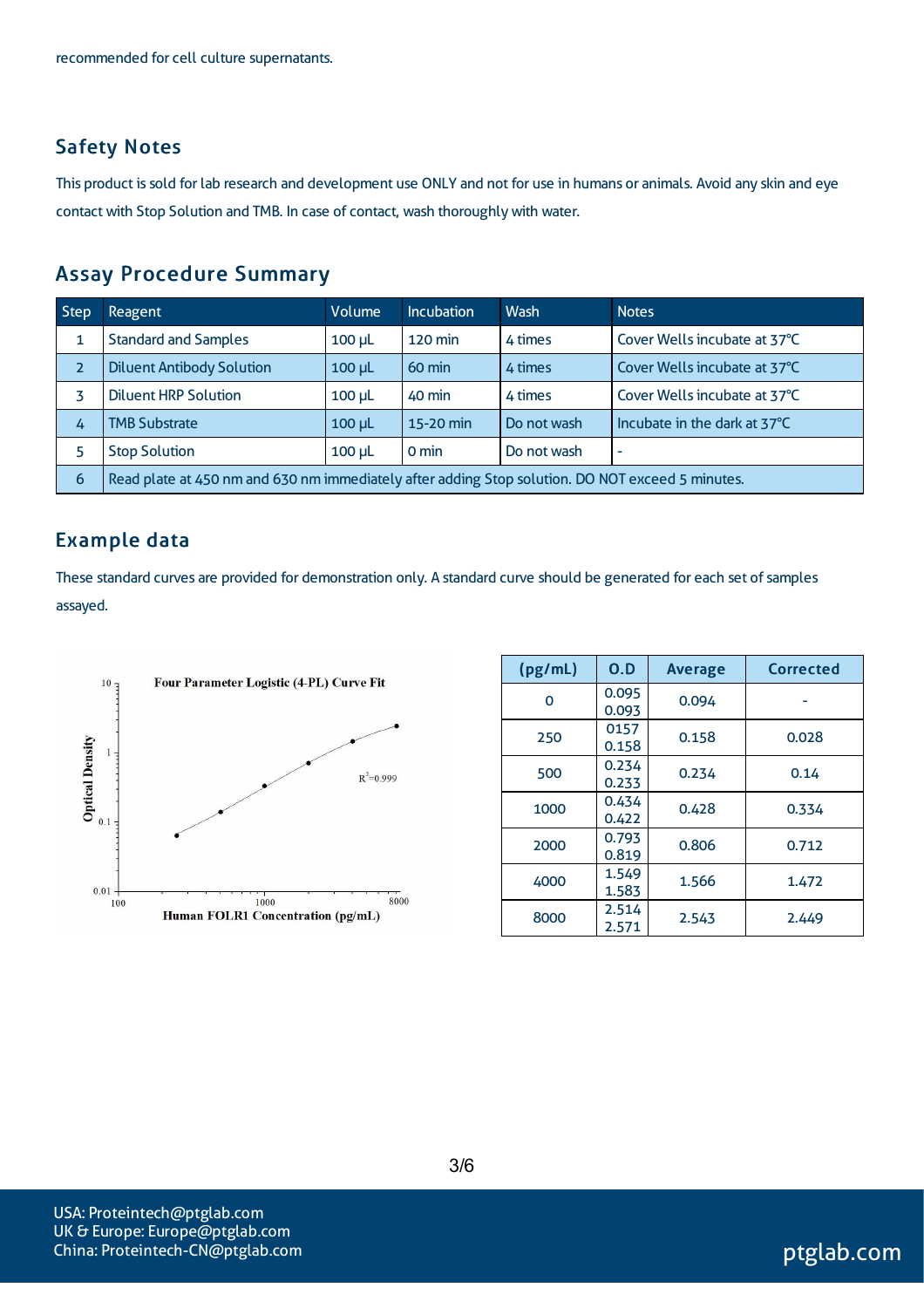recommended for cell culture supernatants.

## Safety Notes

This product is sold for lab research and development use ONLY and not for use in humans or animals. Avoid any skin and eye contact with Stop Solution and TMB. In case of contact, wash thoroughly with water.

## Assay Procedure Summary

| Step | Reagent | Volume | Incubation | Wash | Notes |
|---|---|---|---|---|---|
| 1 | Standard and Samples | 100 μL | 120 min | 4 times | Cover Wells incubate at 37°C |
| 2 | Diluent Antibody Solution | 100 μL | 60 min | 4 times | Cover Wells incubate at 37°C |
| 3 | Diluent HRP Solution | 100 μL | 40 min | 4 times | Cover Wells incubate at 37°C |
| 4 | TMB Substrate | 100 μL | 15-20 min | Do not wash | Incubate in the dark at 37°C |
| 5 | Stop Solution | 100 μL | 0 min | Do not wash | - |
| 6 | Read plate at 450 nm and 630 nm immediately after adding Stop solution. DO NOT exceed 5 minutes. | | | | |

## Example data

These standard curves are provided for demonstration only. A standard curve should be generated for each set of samples assayed.

Four Parameter Logistic (4-PL) Curve Fit

$R^2=0.999$

Optical Density

Human FOLR1 Concentration (pg/mL)

| (pg/mL) | O.D | Average | Corrected |
|---|---|---|---|
| 0 | 0.095<br>0.093 | 0.094 | - |
| 250 | 0157<br>0.158 | 0.158 | 0.028 |
| 500 | 0.234<br>0.233 | 0.234 | 0.14 |
| 1000 | 0.434<br>0.422 | 0.428 | 0.334 |
| 2000 | 0.793<br>0.819 | 0.806 | 0.712 |
| 4000 | 1.549<br>1.583 | 1.566 | 1.472 |
| 8000 | 2.514<br>2.571 | 2.543 | 2.449 |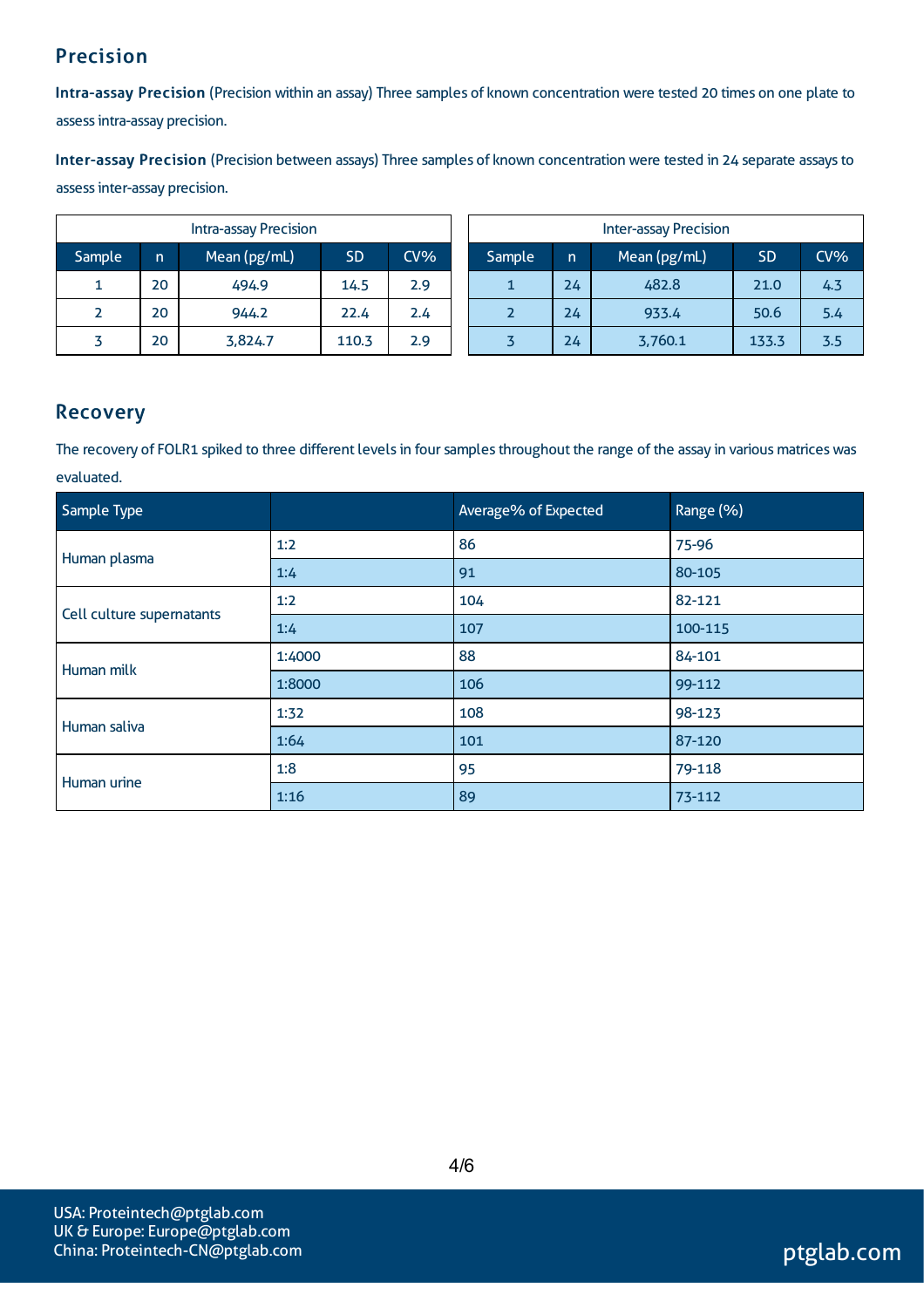## Precision

**Intra-assay Precision** (Precision within an assay) Three samples of known concentration were tested 20 times on one plate to assess intra-assay precision.

**Inter-assay Precision** (Precision between assays) Three samples of known concentration were tested in 24 separate assays to assess inter-assay precision.

| Intra-assay Precision | | | | |
|---|---|---|---|---|
| Sample | n | Mean (pg/mL) | SD | CV% |
| 1 | 20 | 494.9 | 14.5 | 2.9 |
| 2 | 20 | 944.2 | 22.4 | 2.4 |
| 3 | 20 | 3,824.7 | 110.3 | 2.9 |

| Inter-assay Precision | | | | |
|---|---|---|---|---|
| Sample | n | Mean (pg/mL) | SD | CV% |
| 1 | 24 | 482.8 | 21.0 | 4.3 |
| 2 | 24 | 933.4 | 50.6 | 5.4 |
| 3 | 24 | 3,760.1 | 133.3 | 3.5 |

## Recovery

The recovery of FOLR1 spiked to three different levels in four samples throughout the range of the assay in various matrices was evaluated.

| Sample Type | | Average% of Expected | Range (%) |
|---|---|---|---|
| Human plasma | 1:2 | 86 | 75-96 |
| | 1:4 | 91 | 80-105 |
| Cell culture supernatants | 1:2 | 104 | 82-121 |
| | 1:4 | 107 | 100-115 |
| Human milk | 1:4000 | 88 | 84-101 |
| | 1:8000 | 106 | 99-112 |
| Human saliva | 1:32 | 108 | 98-123 |
| | 1:64 | 101 | 87-120 |
| Human urine | 1:8 | 95 | 79-118 |
| | 1:16 | 89 | 73-112 |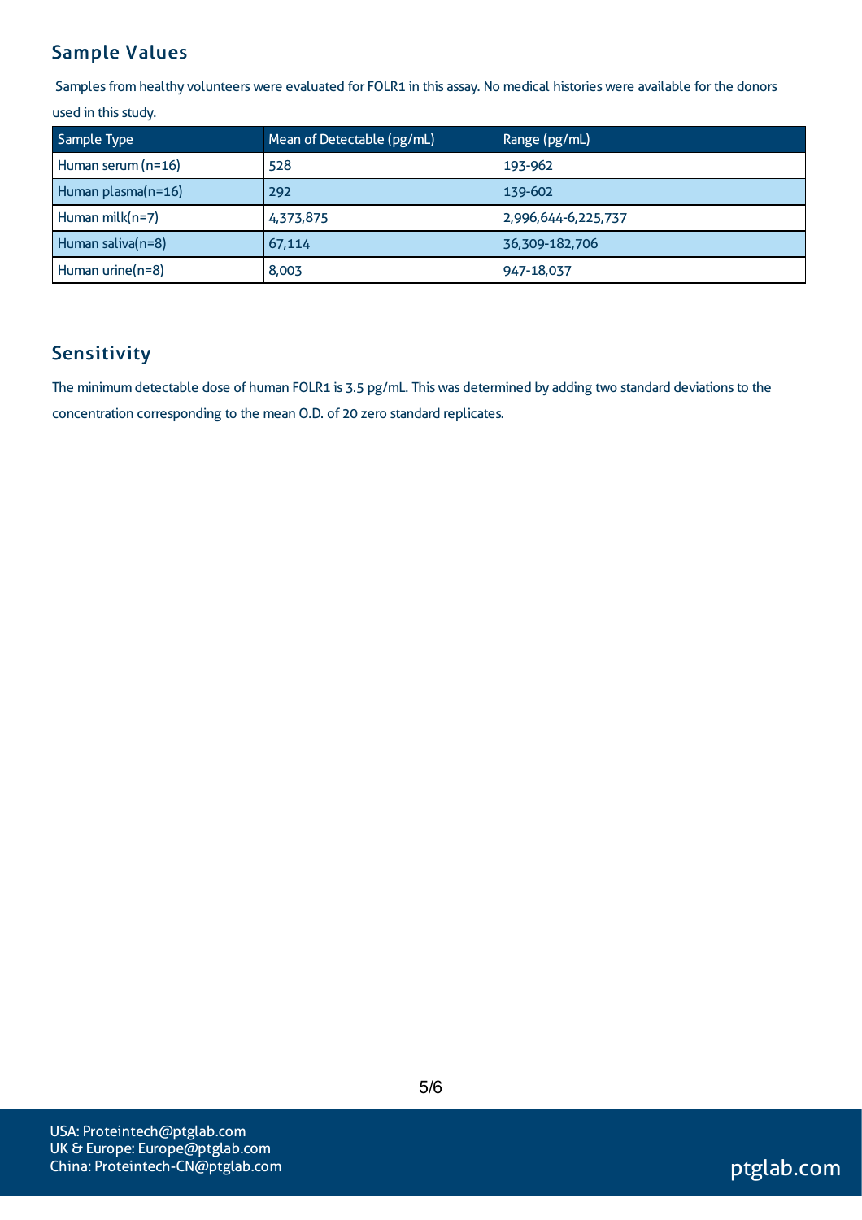## Sample Values

Samples from healthy volunteers were evaluated for FOLR1 in this assay. No medical histories were available for the donors used in this study.

| Sample Type | Mean of Detectable (pg/mL) | Range (pg/mL) |
|---|---|---|
| Human serum (n=16) | 528 | 193-962 |
| Human plasma(n=16) | 292 | 139-602 |
| Human milk(n=7) | 4,373,875 | 2,996,644-6,225,737 |
| Human saliva(n=8) | 67,114 | 36,309-182,706 |
| Human urine(n=8) | 8,003 | 947-18,037 |

## Sensitivity

The minimum detectable dose of human FOLR1 is 3.5 pg/mL. This was determined by adding two standard deviations to the concentration corresponding to the mean O.D. of 20 zero standard replicates.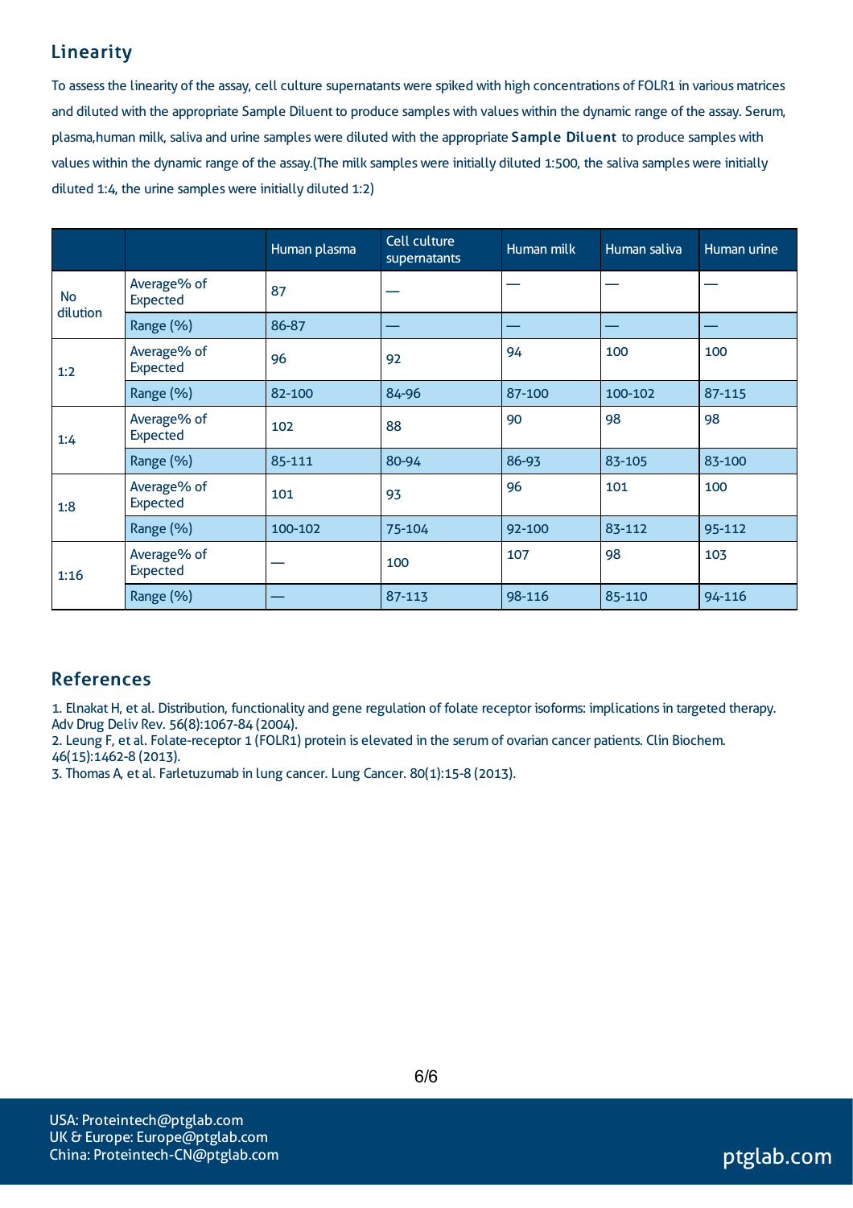## Linearity

To assess the linearity of the assay, cell culture supernatants were spiked with high concentrations of FOLR1 in various matrices and diluted with the appropriate Sample Diluent to produce samples with values within the dynamic range of the assay. Serum, plasma,human milk, saliva and urine samples were diluted with the appropriate **Sample Diluent** to produce samples with values within the dynamic range of the assay.(The milk samples were initially diluted 1:500, the saliva samples were initially diluted 1:4, the urine samples were initially diluted 1:2)

| | | Human plasma | Cell culture supernatants | Human milk | Human saliva | Human urine |
|---|---|---|---|---|---|---|
| No dilution | Average% of Expected | 87 | — | — | — | — |
| | Range (%) | 86-87 | — | — | — | — |
| 1:2 | Average% of Expected | 96 | 92 | 94 | 100 | 100 |
| | Range (%) | 82-100 | 84-96 | 87-100 | 100-102 | 87-115 |
| 1:4 | Average% of Expected | 102 | 88 | 90 | 98 | 98 |
| | Range (%) | 85-111 | 80-94 | 86-93 | 83-105 | 83-100 |
| 1:8 | Average% of Expected | 101 | 93 | 96 | 101 | 100 |
| | Range (%) | 100-102 | 75-104 | 92-100 | 83-112 | 95-112 |
| 1:16 | Average% of Expected | — | 100 | 107 | 98 | 103 |
| | Range (%) | — | 87-113 | 98-116 | 85-110 | 94-116 |

## References

1. Elnakat H, et al. Distribution, functionality and gene regulation of folate receptor isoforms: implications in targeted therapy. Adv Drug Deliv Rev. 56(8):1067-84 (2004).
2. Leung F, et al. Folate-receptor 1 (FOLR1) protein is elevated in the serum of ovarian cancer patients. Clin Biochem. 46(15):1462-8 (2013).
3. Thomas A, et al. Farletuzumab in lung cancer. Lung Cancer. 80(1):15-8 (2013).

USA: Proteintech@ptglab.com
UK & Europe: Europe@ptglab.com
China: Proteintech-CN@ptglab.com

ptglab.com